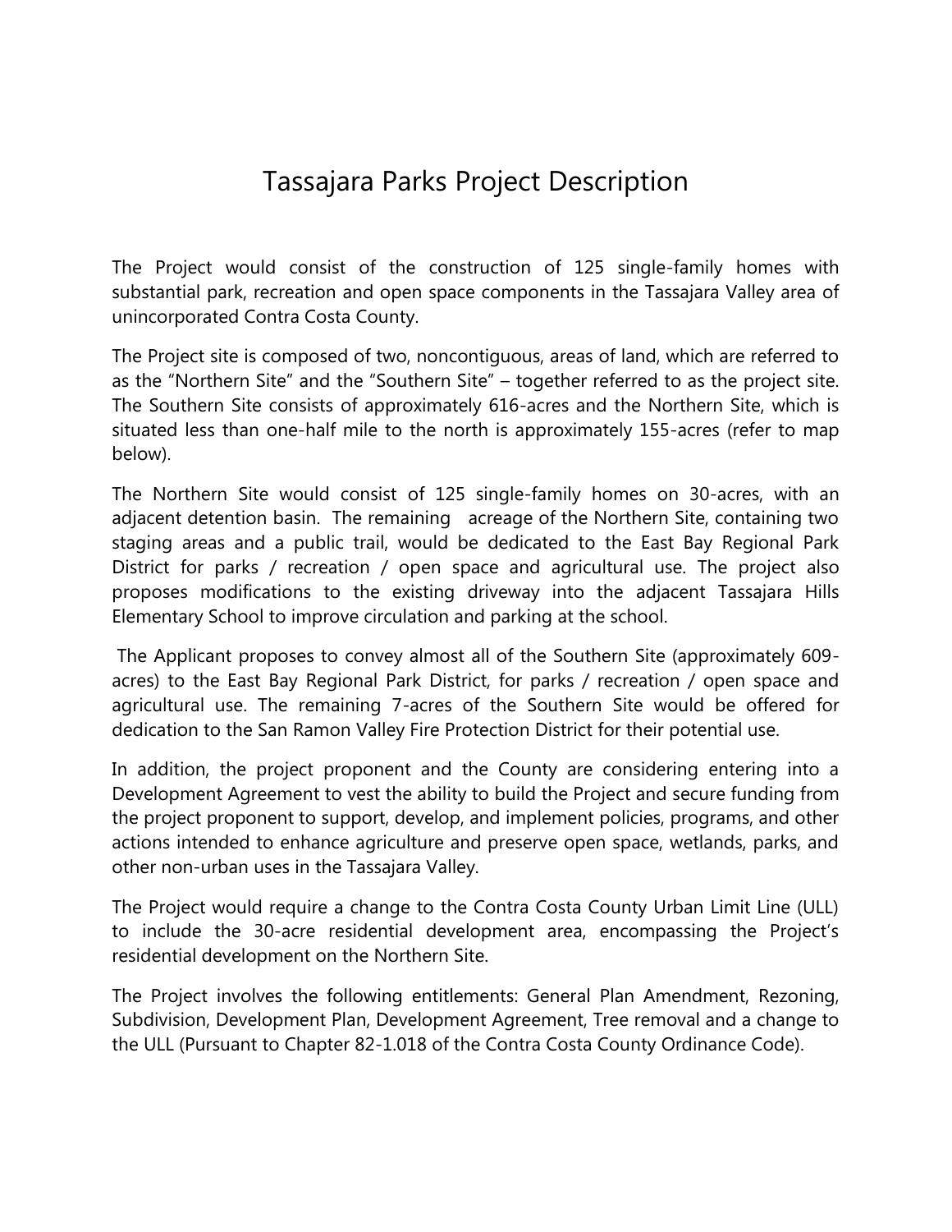# Tassajara Parks Project Description

The Project would consist of the construction of 125 single-family homes with substantial park, recreation and open space components in the Tassajara Valley area of unincorporated Contra Costa County.

The Project site is composed of two, noncontiguous, areas of land, which are referred to as the "Northern Site" and the "Southern Site" – together referred to as the project site. The Southern Site consists of approximately 616-acres and the Northern Site, which is situated less than one-half mile to the north is approximately 155-acres (refer to map below).

The Northern Site would consist of 125 single-family homes on 30-acres, with an adjacent detention basin. The remaining acreage of the Northern Site, containing two staging areas and a public trail, would be dedicated to the East Bay Regional Park District for parks / recreation / open space and agricultural use. The project also proposes modifications to the existing driveway into the adjacent Tassajara Hills Elementary School to improve circulation and parking at the school.

The Applicant proposes to convey almost all of the Southern Site (approximately 609-acres) to the East Bay Regional Park District, for parks / recreation / open space and agricultural use. The remaining 7-acres of the Southern Site would be offered for dedication to the San Ramon Valley Fire Protection District for their potential use.

In addition, the project proponent and the County are considering entering into a Development Agreement to vest the ability to build the Project and secure funding from the project proponent to support, develop, and implement policies, programs, and other actions intended to enhance agriculture and preserve open space, wetlands, parks, and other non-urban uses in the Tassajara Valley.

The Project would require a change to the Contra Costa County Urban Limit Line (ULL) to include the 30-acre residential development area, encompassing the Project's residential development on the Northern Site.

The Project involves the following entitlements: General Plan Amendment, Rezoning, Subdivision, Development Plan, Development Agreement, Tree removal and a change to the ULL (Pursuant to Chapter 82-1.018 of the Contra Costa County Ordinance Code).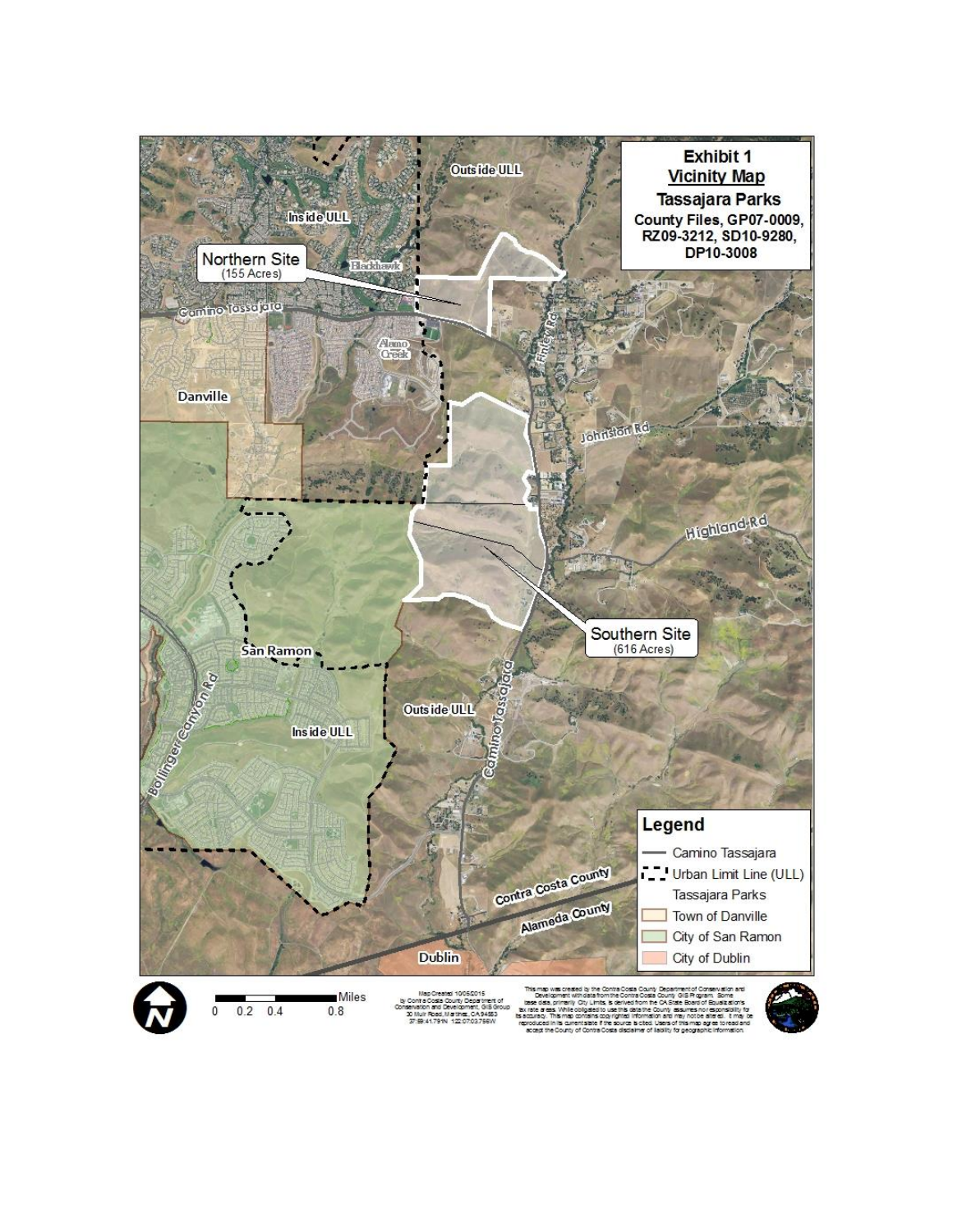**Exhibit 1**
**Vicinity Map**
**Tassajara Parks**
**County Files, GP07-0009, RZ09-3212, SD10-9280, DP10-3008**

Outside ULL

Inside ULL

Northern Site
(155 Acres)

Blackhawk

Camino Tassajara

Alamo Creek

Finley Rd

Danville

Johnston Rd

Highland Rd

Southern Site
(616 Acres)

San Ramon

Outside ULL

Inside ULL

Bollinger Canyon Rd

Camino Tassajara

Contra Costa County

Alameda County

Dublin

**Legend**

Camino Tassajara

Urban Limit Line (ULL)

Tassajara Parks

Town of Danville

City of San Ramon

City of Dublin

0 0.2 0.4 0.8 Miles

Map Created 10/05/2015 by Contra Costa County Department of Conservation and Development, GIS Group 30 Muir Road, Martinez, CA 94553 37:59:41.791N 122:07:03.756W

This map was created by the Contra Costa County Department of Conservation and Development with data from the Contra Costa County GIS Program. Some base data, primarily City Limits, is derived from the CA State Board of Equalization's tax rate areas. While obligated to use this data the County assumes no responsibility for its accuracy. This map contains copyrighted information and may not be altered. It may be reproduced in its current state if the source is cited. Users of this map agree to read and accept the County of Contra Costa disclaimer of liability for geographic information.